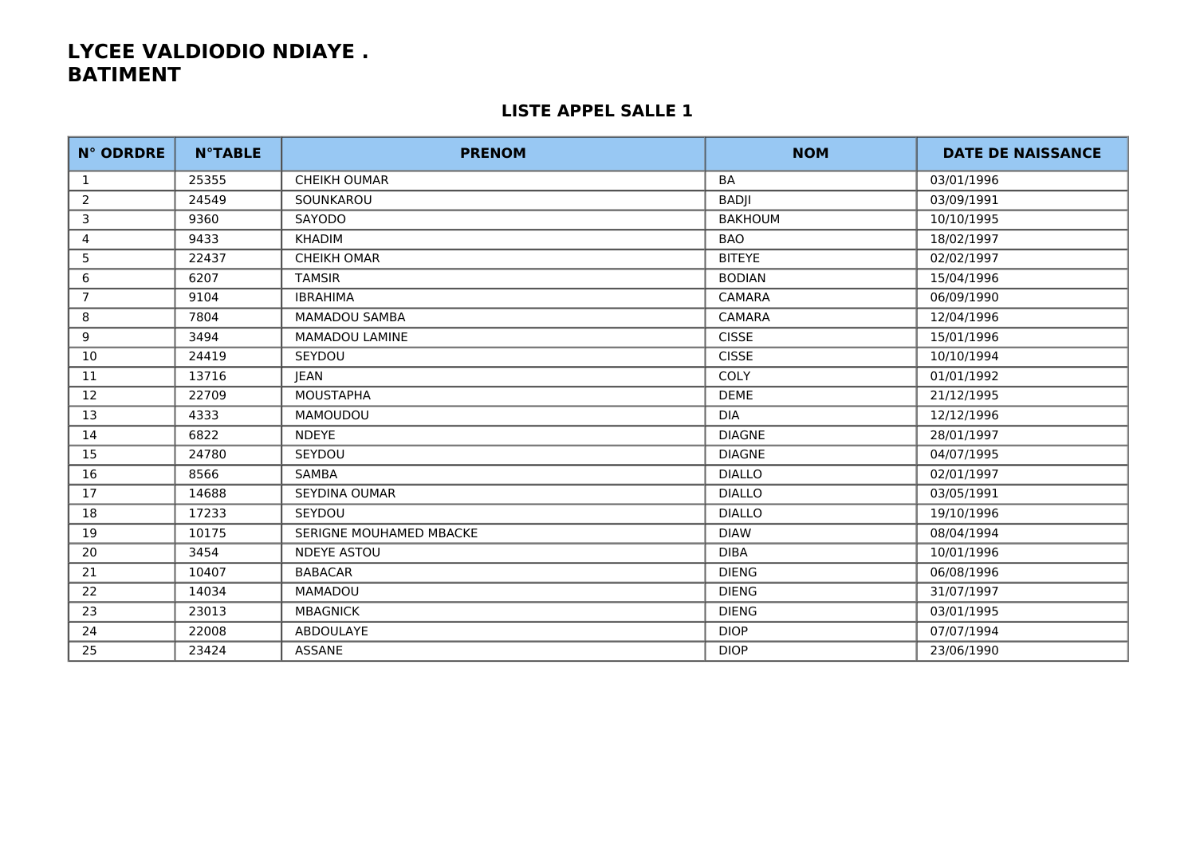# LYCEE VALDIODIO NDIAYE .
# BATIMENT

## LISTE APPEL SALLE 1

| N° ODRDRE | N°TABLE | PRENOM | NOM | DATE DE NAISSANCE |
|---|---|---|---|---|
| 1 | 25355 | CHEIKH OUMAR | BA | 03/01/1996 |
| 2 | 24549 | SOUNKAROU | BADJI | 03/09/1991 |
| 3 | 9360 | SAYODO | BAKHOUM | 10/10/1995 |
| 4 | 9433 | KHADIM | BAO | 18/02/1997 |
| 5 | 22437 | CHEIKH OMAR | BITEYE | 02/02/1997 |
| 6 | 6207 | TAMSIR | BODIAN | 15/04/1996 |
| 7 | 9104 | IBRAHIMA | CAMARA | 06/09/1990 |
| 8 | 7804 | MAMADOU SAMBA | CAMARA | 12/04/1996 |
| 9 | 3494 | MAMADOU LAMINE | CISSE | 15/01/1996 |
| 10 | 24419 | SEYDOU | CISSE | 10/10/1994 |
| 11 | 13716 | JEAN | COLY | 01/01/1992 |
| 12 | 22709 | MOUSTAPHA | DEME | 21/12/1995 |
| 13 | 4333 | MAMOUDOU | DIA | 12/12/1996 |
| 14 | 6822 | NDEYE | DIAGNE | 28/01/1997 |
| 15 | 24780 | SEYDOU | DIAGNE | 04/07/1995 |
| 16 | 8566 | SAMBA | DIALLO | 02/01/1997 |
| 17 | 14688 | SEYDINA OUMAR | DIALLO | 03/05/1991 |
| 18 | 17233 | SEYDOU | DIALLO | 19/10/1996 |
| 19 | 10175 | SERIGNE MOUHAMED MBACKE | DIAW | 08/04/1994 |
| 20 | 3454 | NDEYE ASTOU | DIBA | 10/01/1996 |
| 21 | 10407 | BABACAR | DIENG | 06/08/1996 |
| 22 | 14034 | MAMADOU | DIENG | 31/07/1997 |
| 23 | 23013 | MBAGNICK | DIENG | 03/01/1995 |
| 24 | 22008 | ABDOULAYE | DIOP | 07/07/1994 |
| 25 | 23424 | ASSANE | DIOP | 23/06/1990 |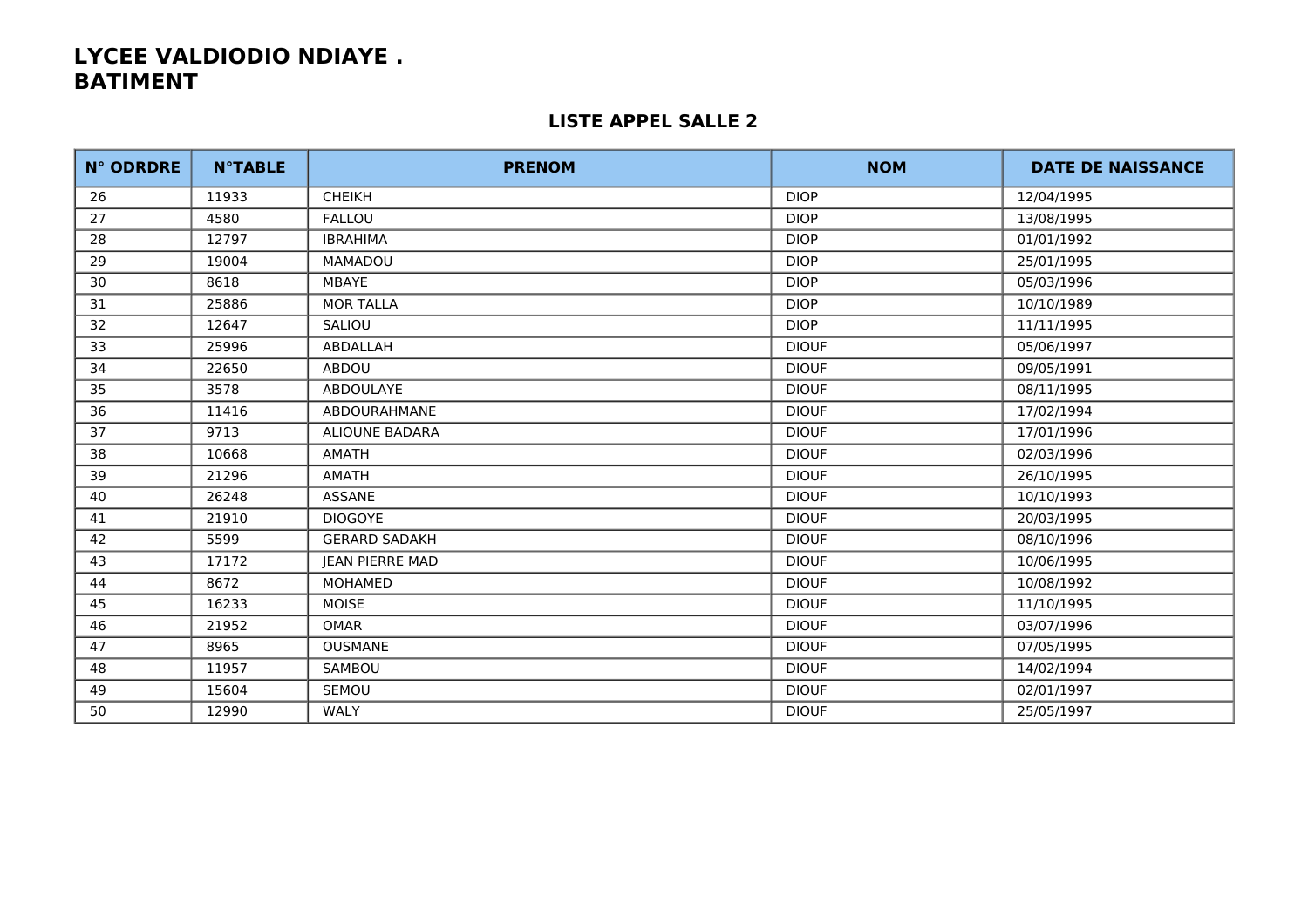**LYCEE VALDIODIO NDIAYE .**
**BATIMENT**

## LISTE APPEL SALLE 2

| N° ODRDRE | N°TABLE | PRENOM | NOM | DATE DE NAISSANCE |
|---|---|---|---|---|
| 26 | 11933 | CHEIKH | DIOP | 12/04/1995 |
| 27 | 4580 | FALLOU | DIOP | 13/08/1995 |
| 28 | 12797 | IBRAHIMA | DIOP | 01/01/1992 |
| 29 | 19004 | MAMADOU | DIOP | 25/01/1995 |
| 30 | 8618 | MBAYE | DIOP | 05/03/1996 |
| 31 | 25886 | MOR TALLA | DIOP | 10/10/1989 |
| 32 | 12647 | SALIOU | DIOP | 11/11/1995 |
| 33 | 25996 | ABDALLAH | DIOUF | 05/06/1997 |
| 34 | 22650 | ABDOU | DIOUF | 09/05/1991 |
| 35 | 3578 | ABDOULAYE | DIOUF | 08/11/1995 |
| 36 | 11416 | ABDOURAHMANE | DIOUF | 17/02/1994 |
| 37 | 9713 | ALIOUNE BADARA | DIOUF | 17/01/1996 |
| 38 | 10668 | AMATH | DIOUF | 02/03/1996 |
| 39 | 21296 | AMATH | DIOUF | 26/10/1995 |
| 40 | 26248 | ASSANE | DIOUF | 10/10/1993 |
| 41 | 21910 | DIOGOYE | DIOUF | 20/03/1995 |
| 42 | 5599 | GERARD SADAKH | DIOUF | 08/10/1996 |
| 43 | 17172 | JEAN PIERRE MAD | DIOUF | 10/06/1995 |
| 44 | 8672 | MOHAMED | DIOUF | 10/08/1992 |
| 45 | 16233 | MOISE | DIOUF | 11/10/1995 |
| 46 | 21952 | OMAR | DIOUF | 03/07/1996 |
| 47 | 8965 | OUSMANE | DIOUF | 07/05/1995 |
| 48 | 11957 | SAMBOU | DIOUF | 14/02/1994 |
| 49 | 15604 | SEMOU | DIOUF | 02/01/1997 |
| 50 | 12990 | WALY | DIOUF | 25/05/1997 |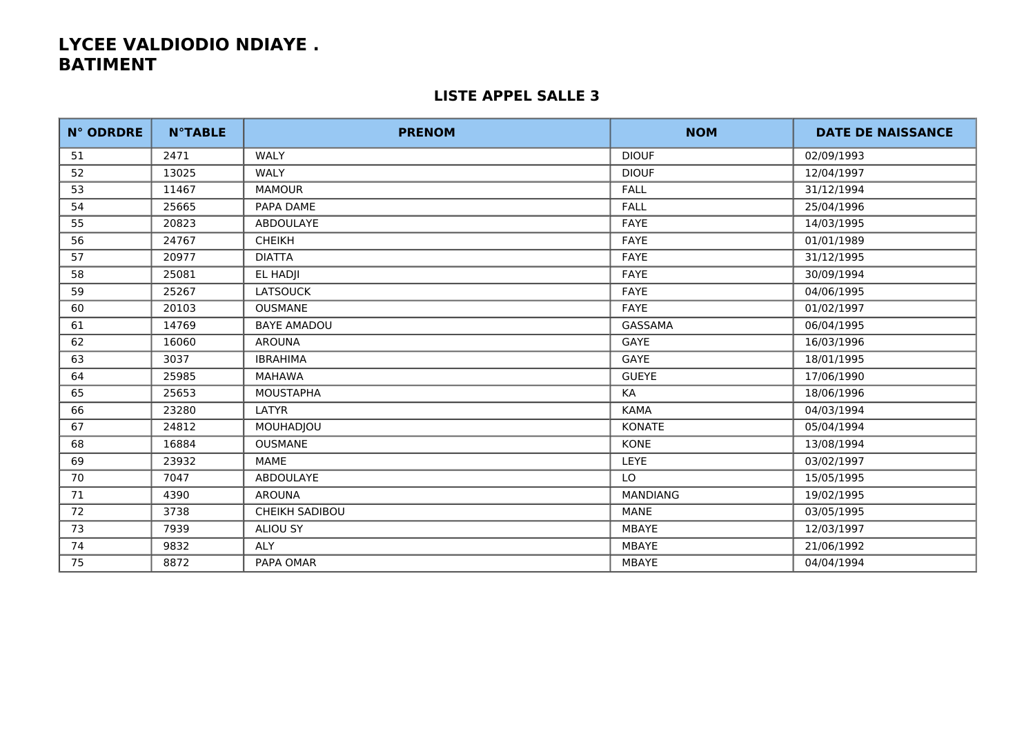**LYCEE VALDIODIO NDIAYE .**
**BATIMENT**

**LISTE APPEL SALLE 3**

| N° ODRDRE | N°TABLE | PRENOM | NOM | DATE DE NAISSANCE |
|---|---|---|---|---|
| 51 | 2471 | WALY | DIOUF | 02/09/1993 |
| 52 | 13025 | WALY | DIOUF | 12/04/1997 |
| 53 | 11467 | MAMOUR | FALL | 31/12/1994 |
| 54 | 25665 | PAPA DAME | FALL | 25/04/1996 |
| 55 | 20823 | ABDOULAYE | FAYE | 14/03/1995 |
| 56 | 24767 | CHEIKH | FAYE | 01/01/1989 |
| 57 | 20977 | DIATTA | FAYE | 31/12/1995 |
| 58 | 25081 | EL HADJI | FAYE | 30/09/1994 |
| 59 | 25267 | LATSOUCK | FAYE | 04/06/1995 |
| 60 | 20103 | OUSMANE | FAYE | 01/02/1997 |
| 61 | 14769 | BAYE AMADOU | GASSAMA | 06/04/1995 |
| 62 | 16060 | AROUNA | GAYE | 16/03/1996 |
| 63 | 3037 | IBRAHIMA | GAYE | 18/01/1995 |
| 64 | 25985 | MAHAWA | GUEYE | 17/06/1990 |
| 65 | 25653 | MOUSTAPHA | KA | 18/06/1996 |
| 66 | 23280 | LATYR | KAMA | 04/03/1994 |
| 67 | 24812 | MOUHADJOU | KONATE | 05/04/1994 |
| 68 | 16884 | OUSMANE | KONE | 13/08/1994 |
| 69 | 23932 | MAME | LEYE | 03/02/1997 |
| 70 | 7047 | ABDOULAYE | LO | 15/05/1995 |
| 71 | 4390 | AROUNA | MANDIANG | 19/02/1995 |
| 72 | 3738 | CHEIKH SADIBOU | MANE | 03/05/1995 |
| 73 | 7939 | ALIOU SY | MBAYE | 12/03/1997 |
| 74 | 9832 | ALY | MBAYE | 21/06/1992 |
| 75 | 8872 | PAPA OMAR | MBAYE | 04/04/1994 |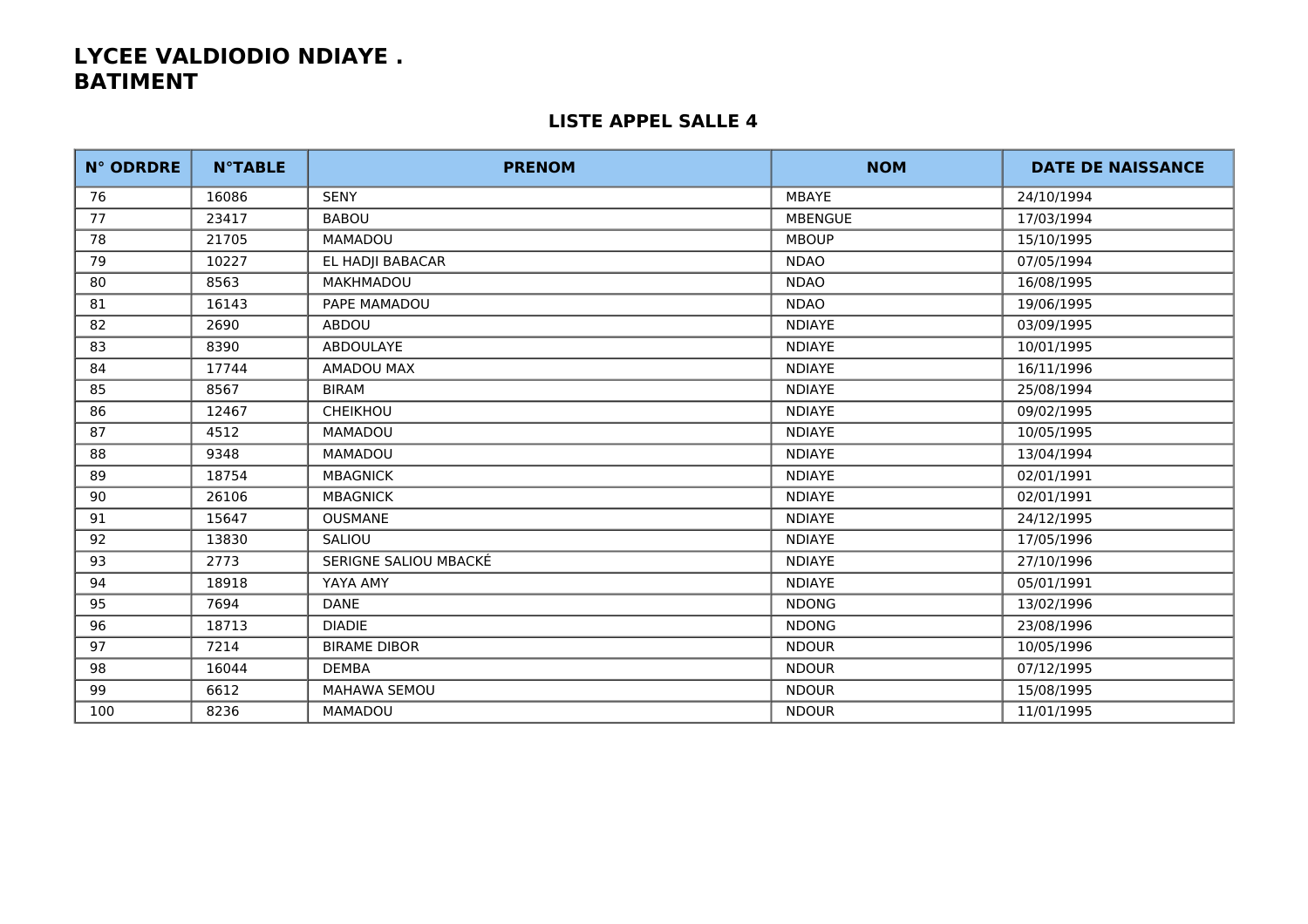# LYCEE VALDIODIO NDIAYE .
# BATIMENT

## LISTE APPEL SALLE 4

| N° ODRDRE | N°TABLE | PRENOM | NOM | DATE DE NAISSANCE |
|---|---|---|---|---|
| 76 | 16086 | SENY | MBAYE | 24/10/1994 |
| 77 | 23417 | BABOU | MBENGUE | 17/03/1994 |
| 78 | 21705 | MAMADOU | MBOUP | 15/10/1995 |
| 79 | 10227 | EL HADJI BABACAR | NDAO | 07/05/1994 |
| 80 | 8563 | MAKHMADOU | NDAO | 16/08/1995 |
| 81 | 16143 | PAPE MAMADOU | NDAO | 19/06/1995 |
| 82 | 2690 | ABDOU | NDIAYE | 03/09/1995 |
| 83 | 8390 | ABDOULAYE | NDIAYE | 10/01/1995 |
| 84 | 17744 | AMADOU MAX | NDIAYE | 16/11/1996 |
| 85 | 8567 | BIRAM | NDIAYE | 25/08/1994 |
| 86 | 12467 | CHEIKHOU | NDIAYE | 09/02/1995 |
| 87 | 4512 | MAMADOU | NDIAYE | 10/05/1995 |
| 88 | 9348 | MAMADOU | NDIAYE | 13/04/1994 |
| 89 | 18754 | MBAGNICK | NDIAYE | 02/01/1991 |
| 90 | 26106 | MBAGNICK | NDIAYE | 02/01/1991 |
| 91 | 15647 | OUSMANE | NDIAYE | 24/12/1995 |
| 92 | 13830 | SALIOU | NDIAYE | 17/05/1996 |
| 93 | 2773 | SERIGNE SALIOU MBACKÉ | NDIAYE | 27/10/1996 |
| 94 | 18918 | YAYA AMY | NDIAYE | 05/01/1991 |
| 95 | 7694 | DANE | NDONG | 13/02/1996 |
| 96 | 18713 | DIADIE | NDONG | 23/08/1996 |
| 97 | 7214 | BIRAME DIBOR | NDOUR | 10/05/1996 |
| 98 | 16044 | DEMBA | NDOUR | 07/12/1995 |
| 99 | 6612 | MAHAWA SEMOU | NDOUR | 15/08/1995 |
| 100 | 8236 | MAMADOU | NDOUR | 11/01/1995 |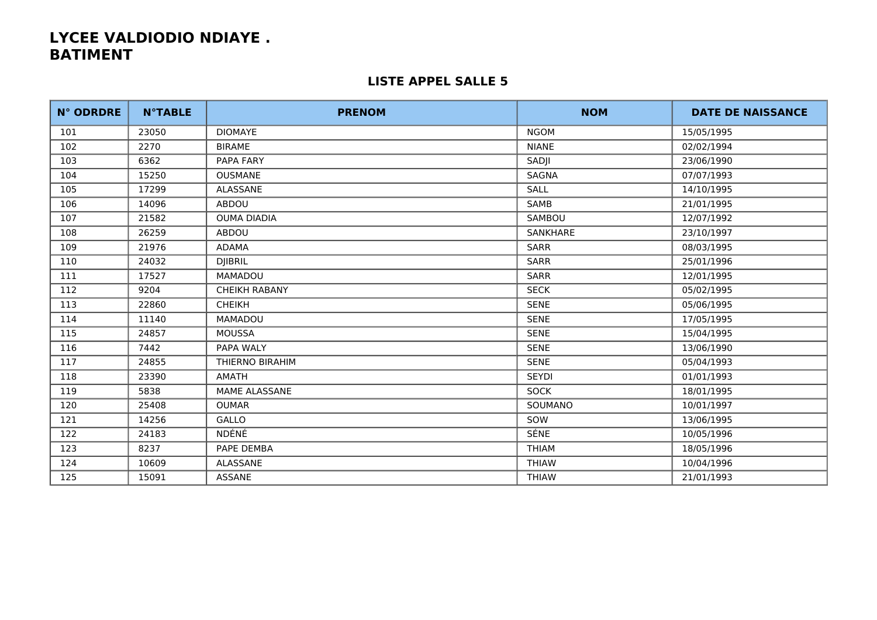# LYCEE VALDIODIO NDIAYE .
# BATIMENT

## LISTE APPEL SALLE 5

| N° ODRDRE | N°TABLE | PRENOM | NOM | DATE DE NAISSANCE |
|---|---|---|---|---|
| 101 | 23050 | DIOMAYE | NGOM | 15/05/1995 |
| 102 | 2270 | BIRAME | NIANE | 02/02/1994 |
| 103 | 6362 | PAPA FARY | SADJI | 23/06/1990 |
| 104 | 15250 | OUSMANE | SAGNA | 07/07/1993 |
| 105 | 17299 | ALASSANE | SALL | 14/10/1995 |
| 106 | 14096 | ABDOU | SAMB | 21/01/1995 |
| 107 | 21582 | OUMA DIADIA | SAMBOU | 12/07/1992 |
| 108 | 26259 | ABDOU | SANKHARE | 23/10/1997 |
| 109 | 21976 | ADAMA | SARR | 08/03/1995 |
| 110 | 24032 | DJIBRIL | SARR | 25/01/1996 |
| 111 | 17527 | MAMADOU | SARR | 12/01/1995 |
| 112 | 9204 | CHEIKH RABANY | SECK | 05/02/1995 |
| 113 | 22860 | CHEIKH | SENE | 05/06/1995 |
| 114 | 11140 | MAMADOU | SENE | 17/05/1995 |
| 115 | 24857 | MOUSSA | SENE | 15/04/1995 |
| 116 | 7442 | PAPA WALY | SENE | 13/06/1990 |
| 117 | 24855 | THIERNO BIRAHIM | SENE | 05/04/1993 |
| 118 | 23390 | AMATH | SEYDI | 01/01/1993 |
| 119 | 5838 | MAME ALASSANE | SOCK | 18/01/1995 |
| 120 | 25408 | OUMAR | SOUMANO | 10/01/1997 |
| 121 | 14256 | GALLO | SOW | 13/06/1995 |
| 122 | 24183 | NDÉNÉ | SÉNE | 10/05/1996 |
| 123 | 8237 | PAPE DEMBA | THIAM | 18/05/1996 |
| 124 | 10609 | ALASSANE | THIAW | 10/04/1996 |
| 125 | 15091 | ASSANE | THIAW | 21/01/1993 |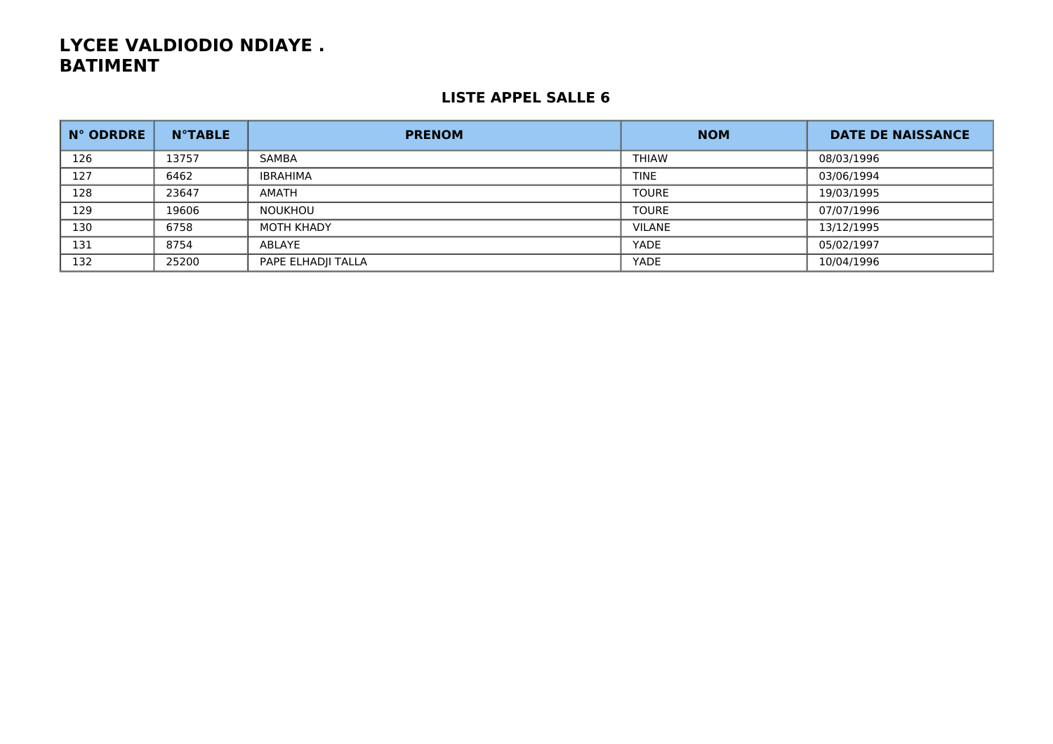**LYCEE VALDIODIO NDIAYE .**
**BATIMENT**

## LISTE APPEL SALLE 6

| N° ODRDRE | N°TABLE | PRENOM | NOM | DATE DE NAISSANCE |
|---|---|---|---|---|
| 126 | 13757 | SAMBA | THIAW | 08/03/1996 |
| 127 | 6462 | IBRAHIMA | TINE | 03/06/1994 |
| 128 | 23647 | AMATH | TOURE | 19/03/1995 |
| 129 | 19606 | NOUKHOU | TOURE | 07/07/1996 |
| 130 | 6758 | MOTH KHADY | VILANE | 13/12/1995 |
| 131 | 8754 | ABLAYE | YADE | 05/02/1997 |
| 132 | 25200 | PAPE ELHADJI TALLA | YADE | 10/04/1996 |